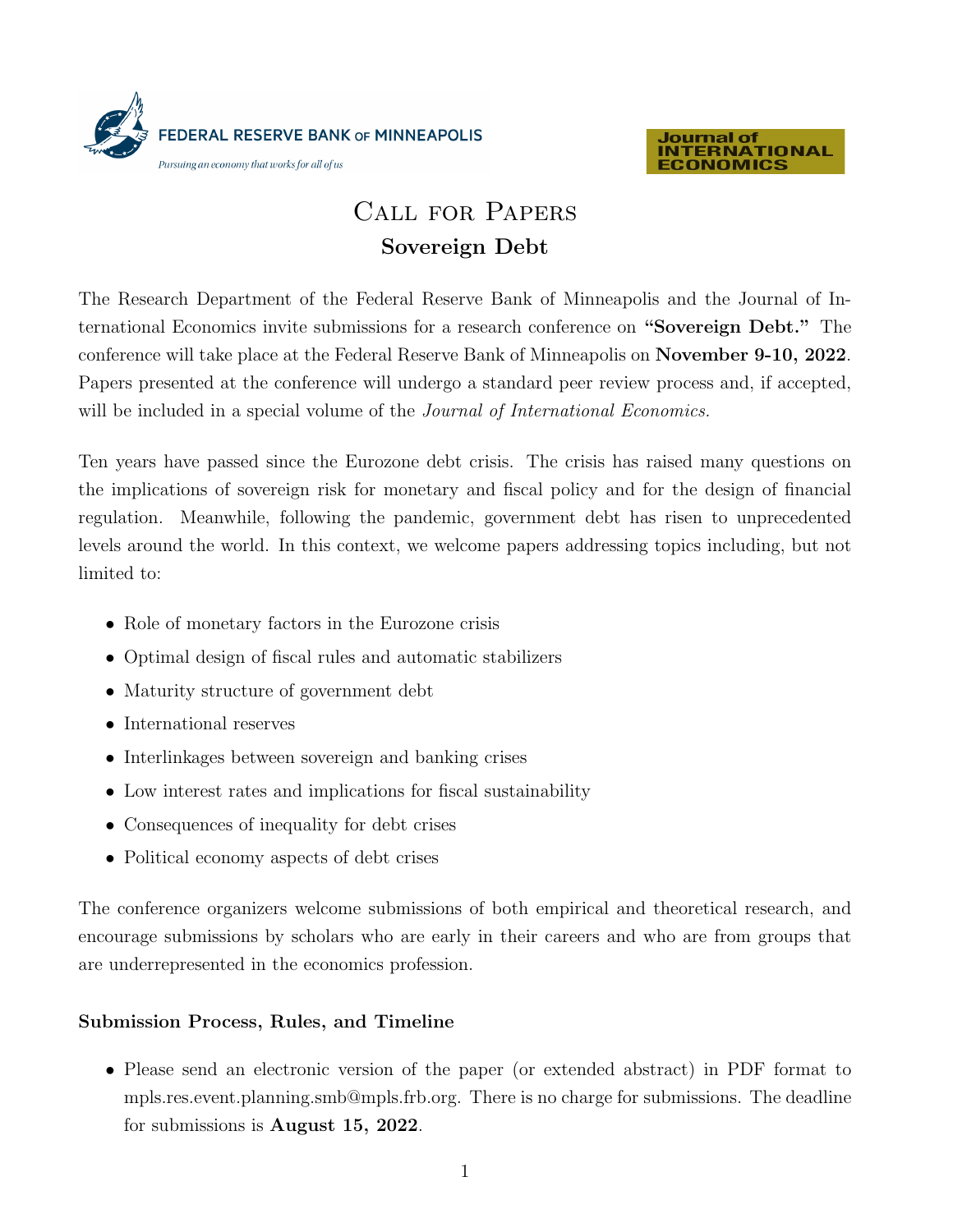# Call for Papers

## Sovereign Debt

The Research Department of the Federal Reserve Bank of Minneapolis and the Journal of International Economics invite submissions for a research conference on **"Sovereign Debt."** The conference will take place at the Federal Reserve Bank of Minneapolis on **November 9-10, 2022**. Papers presented at the conference will undergo a standard peer review process and, if accepted, will be included in a special volume of the *Journal of International Economics.*

Ten years have passed since the Eurozone debt crisis. The crisis has raised many questions on the implications of sovereign risk for monetary and fiscal policy and for the design of financial regulation. Meanwhile, following the pandemic, government debt has risen to unprecedented levels around the world. In this context, we welcome papers addressing topics including, but not limited to:

- Role of monetary factors in the Eurozone crisis
- Optimal design of fiscal rules and automatic stabilizers
- Maturity structure of government debt
- International reserves
- Interlinkages between sovereign and banking crises
- Low interest rates and implications for fiscal sustainability
- Consequences of inequality for debt crises
- Political economy aspects of debt crises

The conference organizers welcome submissions of both empirical and theoretical research, and encourage submissions by scholars who are early in their careers and who are from groups that are underrepresented in the economics profession.

### Submission Process, Rules, and Timeline

- Please send an electronic version of the paper (or extended abstract) in PDF format to mpls.res.event.planning.smb@mpls.frb.org. There is no charge for submissions. The deadline for submissions is **August 15, 2022**.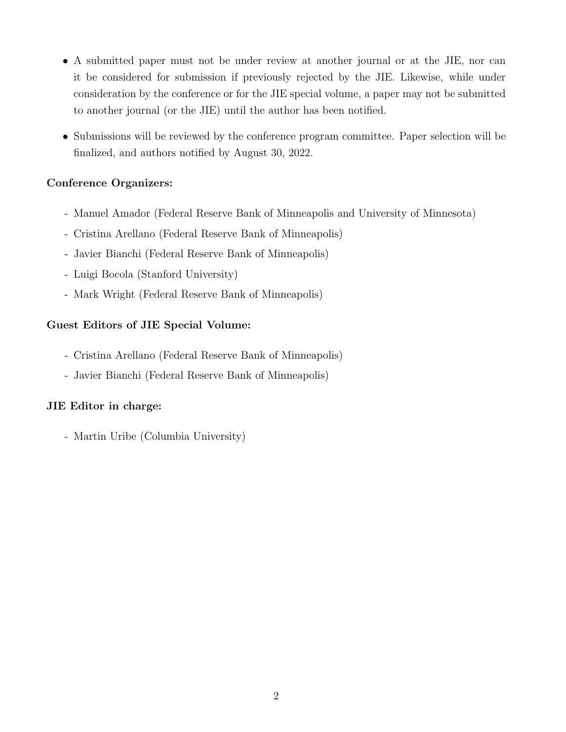- A submitted paper must not be under review at another journal or at the JIE, nor can it be considered for submission if previously rejected by the JIE. Likewise, while under consideration by the conference or for the JIE special volume, a paper may not be submitted to another journal (or the JIE) until the author has been notified.
- Submissions will be reviewed by the conference program committee. Paper selection will be finalized, and authors notified by August 30, 2022.

**Conference Organizers:**

- Manuel Amador (Federal Reserve Bank of Minneapolis and University of Minnesota)
- Cristina Arellano (Federal Reserve Bank of Minneapolis)
- Javier Bianchi (Federal Reserve Bank of Minneapolis)
- Luigi Bocola (Stanford University)
- Mark Wright (Federal Reserve Bank of Minneapolis)

**Guest Editors of JIE Special Volume:**

- Cristina Arellano (Federal Reserve Bank of Minneapolis)
- Javier Bianchi (Federal Reserve Bank of Minneapolis)

**JIE Editor in charge:**

- Martin Uribe (Columbia University)